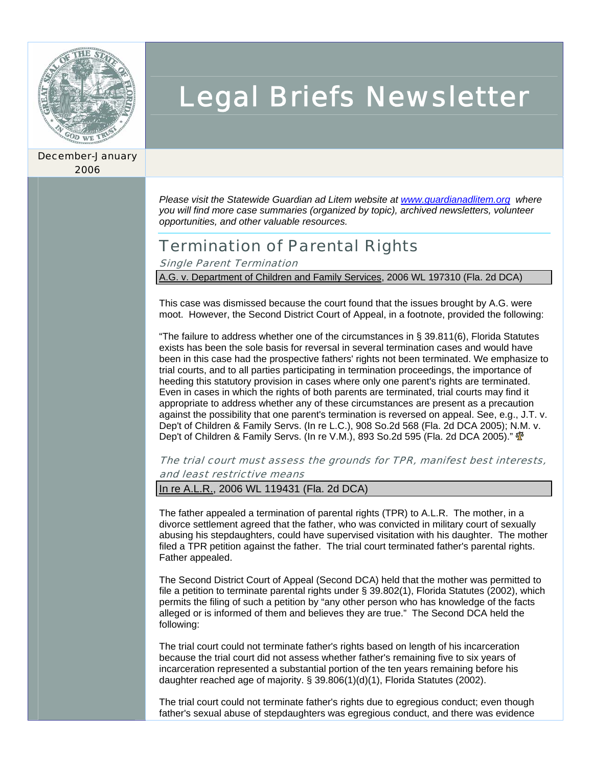# Legal Briefs Newsletter

December-January 2006

*Please visit the Statewide Guardian ad Litem website at www.guardianadlitem.org where you will find more case summaries (organized by topic), archived newsletters, volunteer opportunities, and other valuable resources.*

## Termination of Parental Rights

### *Single Parent Termination*

A.G. v. Department of Children and Family Services, 2006 WL 197310 (Fla. 2d DCA)

This case was dismissed because the court found that the issues brought by A.G. were moot. However, the Second District Court of Appeal, in a footnote, provided the following:

"The failure to address whether one of the circumstances in § 39.811(6), Florida Statutes exists has been the sole basis for reversal in several termination cases and would have been in this case had the prospective fathers' rights not been terminated. We emphasize to trial courts, and to all parties participating in termination proceedings, the importance of heeding this statutory provision in cases where only one parent's rights are terminated. Even in cases in which the rights of both parents are terminated, trial courts may find it appropriate to address whether any of these circumstances are present as a precaution against the possibility that one parent's termination is reversed on appeal. See, e.g., J.T. v. Dep't of Children & Family Servs. (In re L.C.), 908 So.2d 568 (Fla. 2d DCA 2005); N.M. v. Dep't of Children & Family Servs. (In re V.M.), 893 So.2d 595 (Fla. 2d DCA 2005)."

### *The trial court must assess the grounds for TPR, manifest best interests, and least restrictive means*

In re A.L.R., 2006 WL 119431 (Fla. 2d DCA)

The father appealed a termination of parental rights (TPR) to A.L.R. The mother, in a divorce settlement agreed that the father, who was convicted in military court of sexually abusing his stepdaughters, could have supervised visitation with his daughter. The mother filed a TPR petition against the father. The trial court terminated father's parental rights. Father appealed.

The Second District Court of Appeal (Second DCA) held that the mother was permitted to file a petition to terminate parental rights under § 39.802(1), Florida Statutes (2002), which permits the filing of such a petition by "any other person who has knowledge of the facts alleged or is informed of them and believes they are true." The Second DCA held the following:

The trial court could not terminate father's rights based on length of his incarceration because the trial court did not assess whether father's remaining five to six years of incarceration represented a substantial portion of the ten years remaining before his daughter reached age of majority. § 39.806(1)(d)(1), Florida Statutes (2002).

The trial court could not terminate father's rights due to egregious conduct; even though father's sexual abuse of stepdaughters was egregious conduct, and there was evidence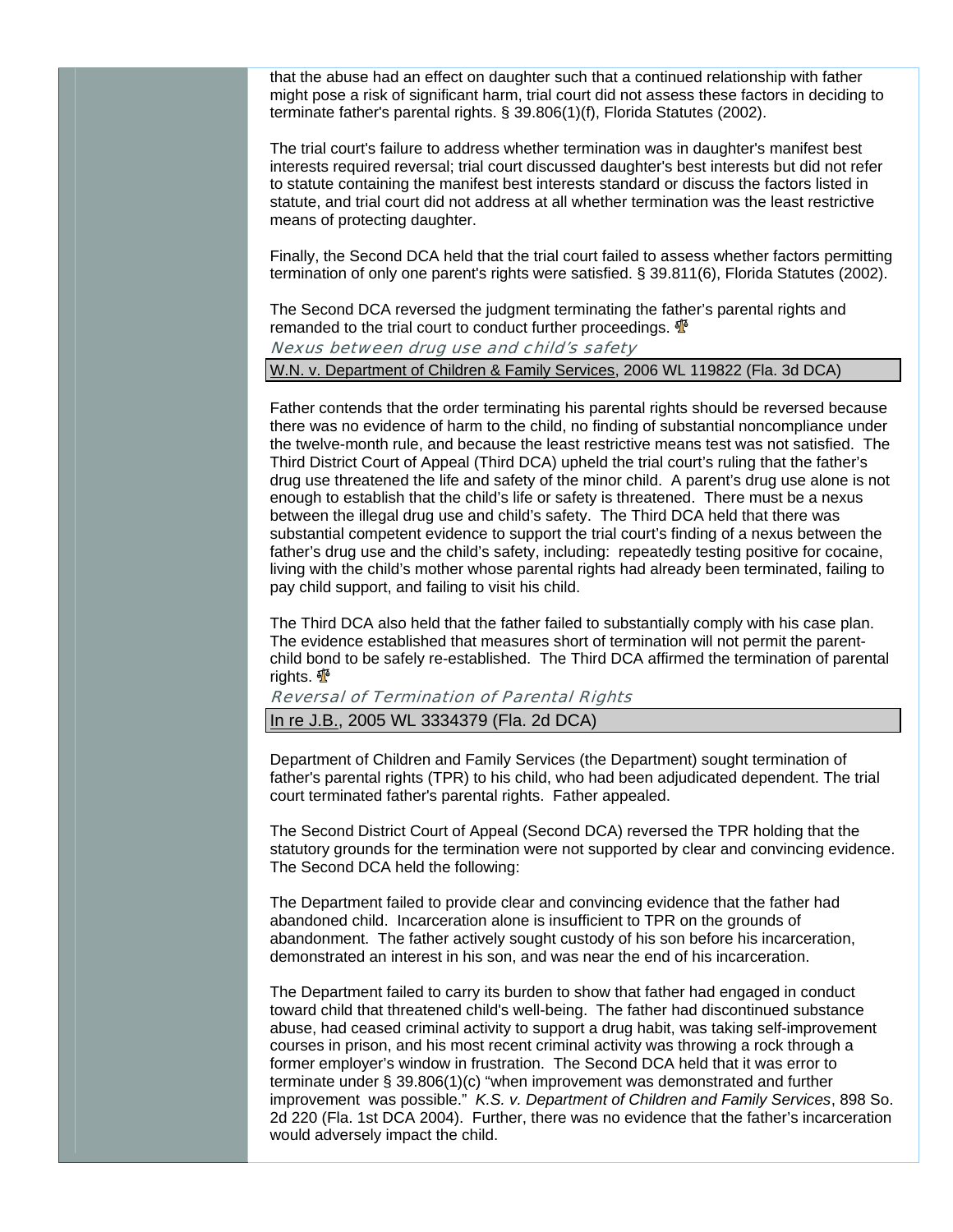that the abuse had an effect on daughter such that a continued relationship with father might pose a risk of significant harm, trial court did not assess these factors in deciding to terminate father's parental rights. § 39.806(1)(f), Florida Statutes (2002).

The trial court's failure to address whether termination was in daughter's manifest best interests required reversal; trial court discussed daughter's best interests but did not refer to statute containing the manifest best interests standard or discuss the factors listed in statute, and trial court did not address at all whether termination was the least restrictive means of protecting daughter.

Finally, the Second DCA held that the trial court failed to assess whether factors permitting termination of only one parent's rights were satisfied. § 39.811(6), Florida Statutes (2002).

The Second DCA reversed the judgment terminating the father's parental rights and remanded to the trial court to conduct further proceedings.

### *Nexus between drug use and child's safety*

**W.N. v. Department of Children & Family Services, 2006 WL 119822 (Fla. 3d DCA)**

Father contends that the order terminating his parental rights should be reversed because there was no evidence of harm to the child, no finding of substantial noncompliance under the twelve-month rule, and because the least restrictive means test was not satisfied. The Third District Court of Appeal (Third DCA) upheld the trial court's ruling that the father's drug use threatened the life and safety of the minor child. A parent's drug use alone is not enough to establish that the child's life or safety is threatened. There must be a nexus between the illegal drug use and child's safety. The Third DCA held that there was substantial competent evidence to support the trial court's finding of a nexus between the father's drug use and the child's safety, including: repeatedly testing positive for cocaine, living with the child's mother whose parental rights had already been terminated, failing to pay child support, and failing to visit his child.

The Third DCA also held that the father failed to substantially comply with his case plan. The evidence established that measures short of termination will not permit the parent-child bond to be safely re-established. The Third DCA affirmed the termination of parental rights.

### *Reversal of Termination of Parental Rights*

**In re J.B., 2005 WL 3334379 (Fla. 2d DCA)**

Department of Children and Family Services (the Department) sought termination of father's parental rights (TPR) to his child, who had been adjudicated dependent. The trial court terminated father's parental rights. Father appealed.

The Second District Court of Appeal (Second DCA) reversed the TPR holding that the statutory grounds for the termination were not supported by clear and convincing evidence. The Second DCA held the following:

The Department failed to provide clear and convincing evidence that the father had abandoned child. Incarceration alone is insufficient to TPR on the grounds of abandonment. The father actively sought custody of his son before his incarceration, demonstrated an interest in his son, and was near the end of his incarceration.

The Department failed to carry its burden to show that father had engaged in conduct toward child that threatened child's well-being. The father had discontinued substance abuse, had ceased criminal activity to support a drug habit, was taking self-improvement courses in prison, and his most recent criminal activity was throwing a rock through a former employer's window in frustration. The Second DCA held that it was error to terminate under § 39.806(1)(c) "when improvement was demonstrated and further improvement was possible." *K.S. v. Department of Children and Family Services*, 898 So. 2d 220 (Fla. 1st DCA 2004). Further, there was no evidence that the father's incarceration would adversely impact the child.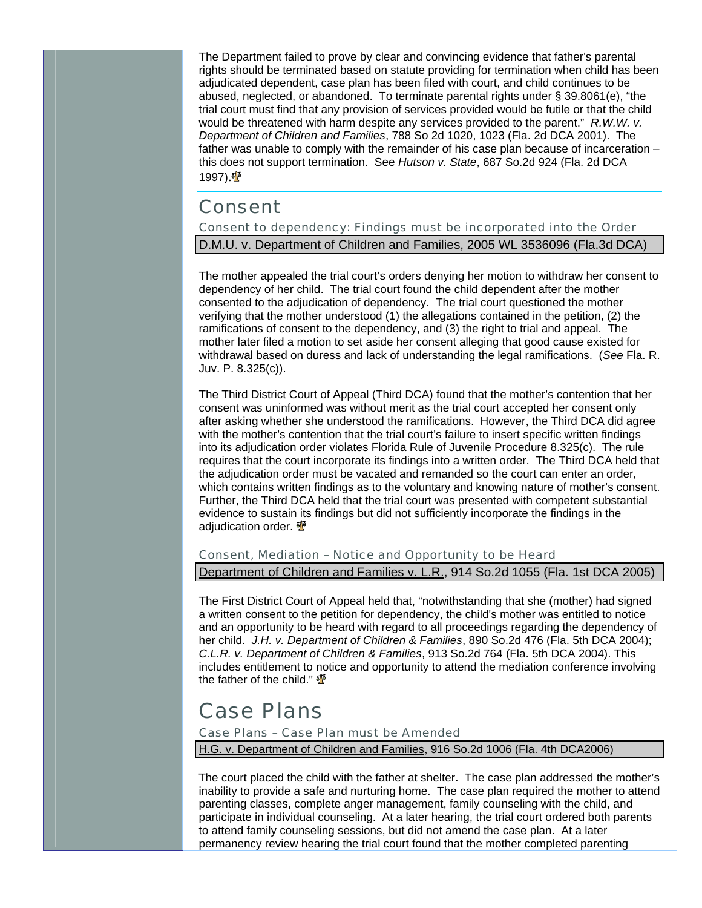The Department failed to prove by clear and convincing evidence that father's parental rights should be terminated based on statute providing for termination when child has been adjudicated dependent, case plan has been filed with court, and child continues to be abused, neglected, or abandoned. To terminate parental rights under § 39.8061(e), "the trial court must find that any provision of services provided would be futile or that the child would be threatened with harm despite any services provided to the parent." *R.W.W. v. Department of Children and Families*, 788 So 2d 1020, 1023 (Fla. 2d DCA 2001). The father was unable to comply with the remainder of his case plan because of incarceration – this does not support termination. See *Hutson v. State*, 687 So.2d 924 (Fla. 2d DCA 1997).

## Consent

### Consent to dependency: Findings must be incorporated into the Order

D.M.U. v. Department of Children and Families, 2005 WL 3536096 (Fla.3d DCA)

The mother appealed the trial court's orders denying her motion to withdraw her consent to dependency of her child. The trial court found the child dependent after the mother consented to the adjudication of dependency. The trial court questioned the mother verifying that the mother understood (1) the allegations contained in the petition, (2) the ramifications of consent to the dependency, and (3) the right to trial and appeal. The mother later filed a motion to set aside her consent alleging that good cause existed for withdrawal based on duress and lack of understanding the legal ramifications. (*See* Fla. R. Juv. P. 8.325(c)).

The Third District Court of Appeal (Third DCA) found that the mother's contention that her consent was uninformed was without merit as the trial court accepted her consent only after asking whether she understood the ramifications. However, the Third DCA did agree with the mother's contention that the trial court's failure to insert specific written findings into its adjudication order violates Florida Rule of Juvenile Procedure 8.325(c). The rule requires that the court incorporate its findings into a written order. The Third DCA held that the adjudication order must be vacated and remanded so the court can enter an order, which contains written findings as to the voluntary and knowing nature of mother's consent. Further, the Third DCA held that the trial court was presented with competent substantial evidence to sustain its findings but did not sufficiently incorporate the findings in the adjudication order.

### Consent, Mediation – Notice and Opportunity to be Heard

Department of Children and Families v. L.R., 914 So.2d 1055 (Fla. 1st DCA 2005)

The First District Court of Appeal held that, "notwithstanding that she (mother) had signed a written consent to the petition for dependency, the child's mother was entitled to notice and an opportunity to be heard with regard to all proceedings regarding the dependency of her child. *J.H. v. Department of Children & Families*, 890 So.2d 476 (Fla. 5th DCA 2004); *C.L.R. v. Department of Children & Families*, 913 So.2d 764 (Fla. 5th DCA 2004). This includes entitlement to notice and opportunity to attend the mediation conference involving the father of the child."

## Case Plans

### Case Plans – Case Plan must be Amended

H.G. v. Department of Children and Families, 916 So.2d 1006 (Fla. 4th DCA2006)

The court placed the child with the father at shelter. The case plan addressed the mother's inability to provide a safe and nurturing home. The case plan required the mother to attend parenting classes, complete anger management, family counseling with the child, and participate in individual counseling. At a later hearing, the trial court ordered both parents to attend family counseling sessions, but did not amend the case plan. At a later permanency review hearing the trial court found that the mother completed parenting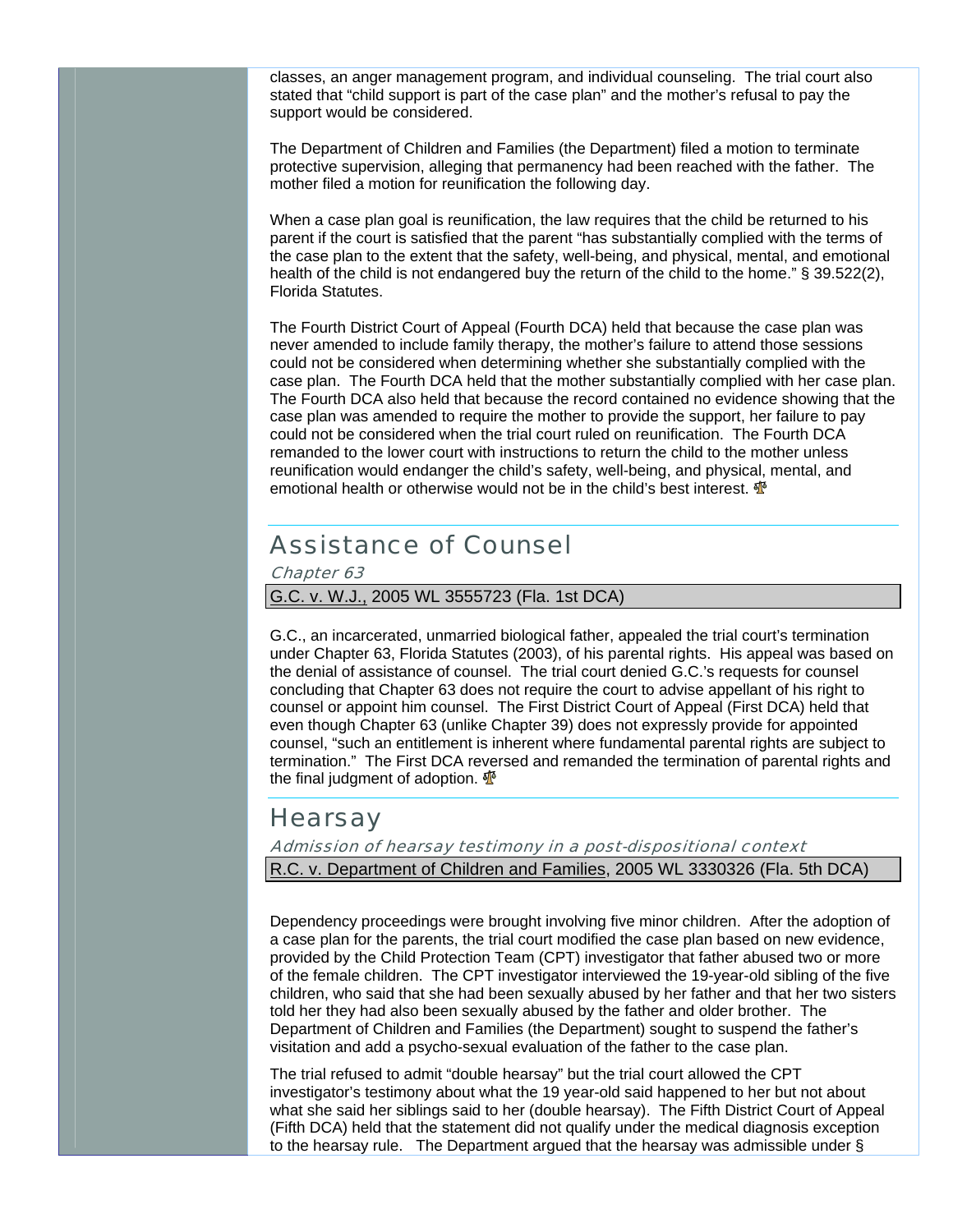classes, an anger management program, and individual counseling. The trial court also stated that "child support is part of the case plan" and the mother's refusal to pay the support would be considered.

The Department of Children and Families (the Department) filed a motion to terminate protective supervision, alleging that permanency had been reached with the father. The mother filed a motion for reunification the following day.

When a case plan goal is reunification, the law requires that the child be returned to his parent if the court is satisfied that the parent "has substantially complied with the terms of the case plan to the extent that the safety, well-being, and physical, mental, and emotional health of the child is not endangered buy the return of the child to the home." § 39.522(2), Florida Statutes.

The Fourth District Court of Appeal (Fourth DCA) held that because the case plan was never amended to include family therapy, the mother's failure to attend those sessions could not be considered when determining whether she substantially complied with the case plan. The Fourth DCA held that the mother substantially complied with her case plan. The Fourth DCA also held that because the record contained no evidence showing that the case plan was amended to require the mother to provide the support, her failure to pay could not be considered when the trial court ruled on reunification. The Fourth DCA remanded to the lower court with instructions to return the child to the mother unless reunification would endanger the child's safety, well-being, and physical, mental, and emotional health or otherwise would not be in the child's best interest.

## Assistance of Counsel

*Chapter 63*

G.C. v. W.J., 2005 WL 3555723 (Fla. 1st DCA)

G.C., an incarcerated, unmarried biological father, appealed the trial court's termination under Chapter 63, Florida Statutes (2003), of his parental rights. His appeal was based on the denial of assistance of counsel. The trial court denied G.C.'s requests for counsel concluding that Chapter 63 does not require the court to advise appellant of his right to counsel or appoint him counsel. The First District Court of Appeal (First DCA) held that even though Chapter 63 (unlike Chapter 39) does not expressly provide for appointed counsel, "such an entitlement is inherent where fundamental parental rights are subject to termination." The First DCA reversed and remanded the termination of parental rights and the final judgment of adoption.

## Hearsay

*Admission of hearsay testimony in a post-dispositional context*

R.C. v. Department of Children and Families, 2005 WL 3330326 (Fla. 5th DCA)

Dependency proceedings were brought involving five minor children. After the adoption of a case plan for the parents, the trial court modified the case plan based on new evidence, provided by the Child Protection Team (CPT) investigator that father abused two or more of the female children. The CPT investigator interviewed the 19-year-old sibling of the five children, who said that she had been sexually abused by her father and that her two sisters told her they had also been sexually abused by the father and older brother. The Department of Children and Families (the Department) sought to suspend the father's visitation and add a psycho-sexual evaluation of the father to the case plan.

The trial refused to admit "double hearsay" but the trial court allowed the CPT investigator's testimony about what the 19 year-old said happened to her but not about what she said her siblings said to her (double hearsay). The Fifth District Court of Appeal (Fifth DCA) held that the statement did not qualify under the medical diagnosis exception to the hearsay rule. The Department argued that the hearsay was admissible under §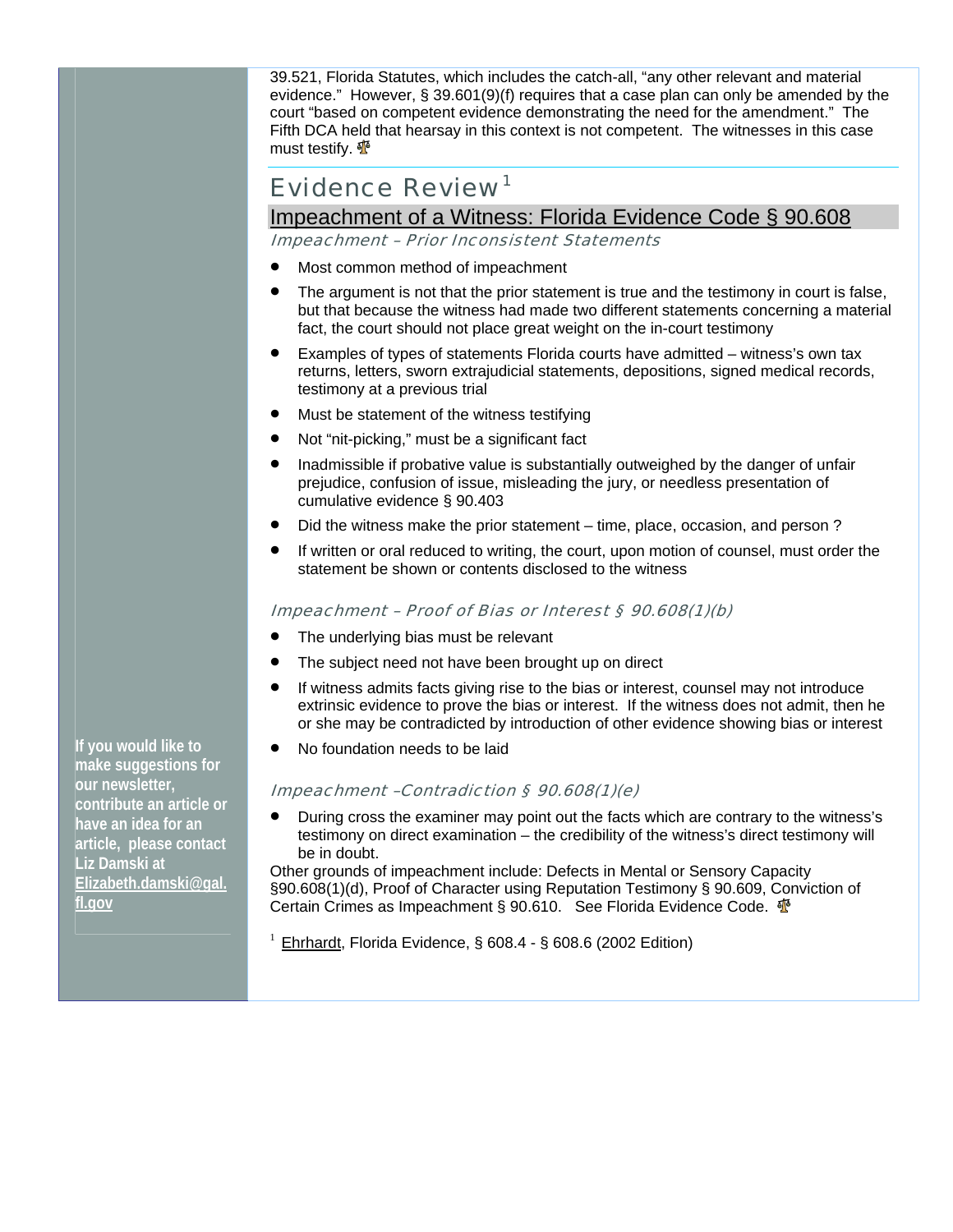39.521, Florida Statutes, which includes the catch-all, “any other relevant and material evidence.” However, § 39.601(9)(f) requires that a case plan can only be amended by the court “based on competent evidence demonstrating the need for the amendment.” The Fifth DCA held that hearsay in this context is not competent. The witnesses in this case must testify.

## Evidence Review[1]

### Impeachment of a Witness: Florida Evidence Code § 90.608

*Impeachment – Prior Inconsistent Statements*

- Most common method of impeachment
- The argument is not that the prior statement is true and the testimony in court is false, but that because the witness had made two different statements concerning a material fact, the court should not place great weight on the in-court testimony
- Examples of types of statements Florida courts have admitted – witness’s own tax returns, letters, sworn extrajudicial statements, depositions, signed medical records, testimony at a previous trial
- Must be statement of the witness testifying
- Not “nit-picking,” must be a significant fact
- Inadmissible if probative value is substantially outweighed by the danger of unfair prejudice, confusion of issue, misleading the jury, or needless presentation of cumulative evidence § 90.403
- Did the witness make the prior statement – time, place, occasion, and person ?
- If written or oral reduced to writing, the court, upon motion of counsel, must order the statement be shown or contents disclosed to the witness

*Impeachment – Proof of Bias or Interest § 90.608(1)(b)*

- The underlying bias must be relevant
- The subject need not have been brought up on direct
- If witness admits facts giving rise to the bias or interest, counsel may not introduce extrinsic evidence to prove the bias or interest. If the witness does not admit, then he or she may be contradicted by introduction of other evidence showing bias or interest
- No foundation needs to be laid

*Impeachment –Contradiction § 90.608(1)(e)*

- During cross the examiner may point out the facts which are contrary to the witness’s testimony on direct examination – the credibility of the witness’s direct testimony will be in doubt.

Other grounds of impeachment include: Defects in Mental or Sensory Capacity §90.608(1)(d), Proof of Character using Reputation Testimony § 90.609, Conviction of Certain Crimes as Impeachment § 90.610. See Florida Evidence Code.

[1] Ehrhardt, Florida Evidence, § 608.4 - § 608.6 (2002 Edition)

**If you would like to make suggestions for our newsletter, contribute an article or have an idea for an article, please contact Liz Damski at Elizabeth.damski@gal.fl.gov**